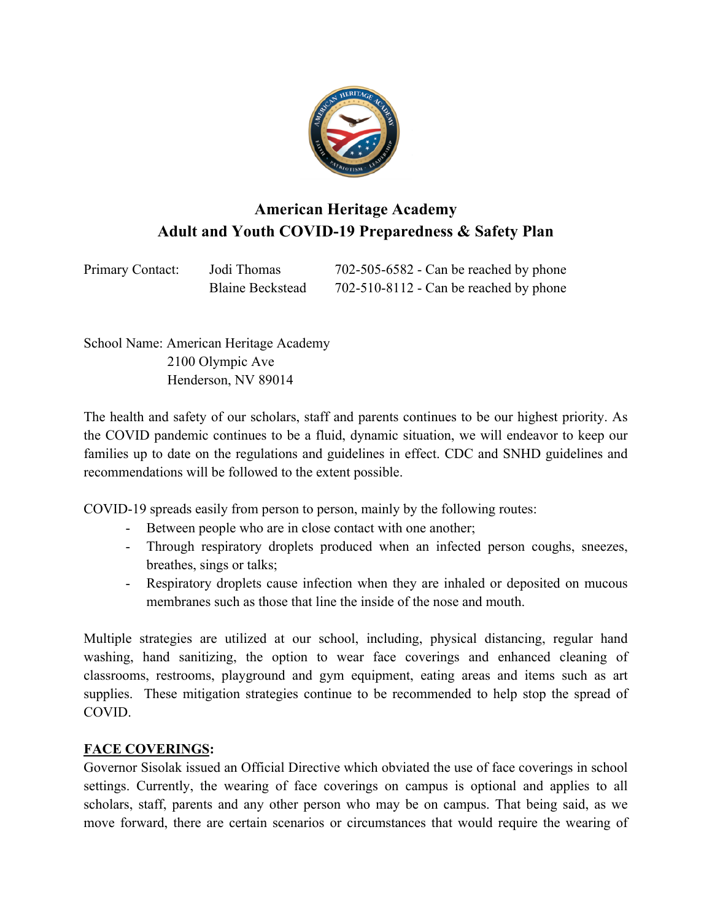# American Heritage Academy
## Adult and Youth COVID-19 Preparedness & Safety Plan

| Primary Contact: | Jodi Thomas | 702-505-6582 - Can be reached by phone |
|---|---|---|
| | Blaine Beckstead | 702-510-8112 - Can be reached by phone |

School Name: American Heritage Academy
2100 Olympic Ave
Henderson, NV 89014

The health and safety of our scholars, staff and parents continues to be our highest priority. As the COVID pandemic continues to be a fluid, dynamic situation, we will endeavor to keep our families up to date on the regulations and guidelines in effect. CDC and SNHD guidelines and recommendations will be followed to the extent possible.

COVID-19 spreads easily from person to person, mainly by the following routes:

- Between people who are in close contact with one another;
- Through respiratory droplets produced when an infected person coughs, sneezes, breathes, sings or talks;
- Respiratory droplets cause infection when they are inhaled or deposited on mucous membranes such as those that line the inside of the nose and mouth.

Multiple strategies are utilized at our school, including, physical distancing, regular hand washing, hand sanitizing, the option to wear face coverings and enhanced cleaning of classrooms, restrooms, playground and gym equipment, eating areas and items such as art supplies. These mitigation strategies continue to be recommended to help stop the spread of COVID.

**FACE COVERINGS:**

Governor Sisolak issued an Official Directive which obviated the use of face coverings in school settings. Currently, the wearing of face coverings on campus is optional and applies to all scholars, staff, parents and any other person who may be on campus. That being said, as we move forward, there are certain scenarios or circumstances that would require the wearing of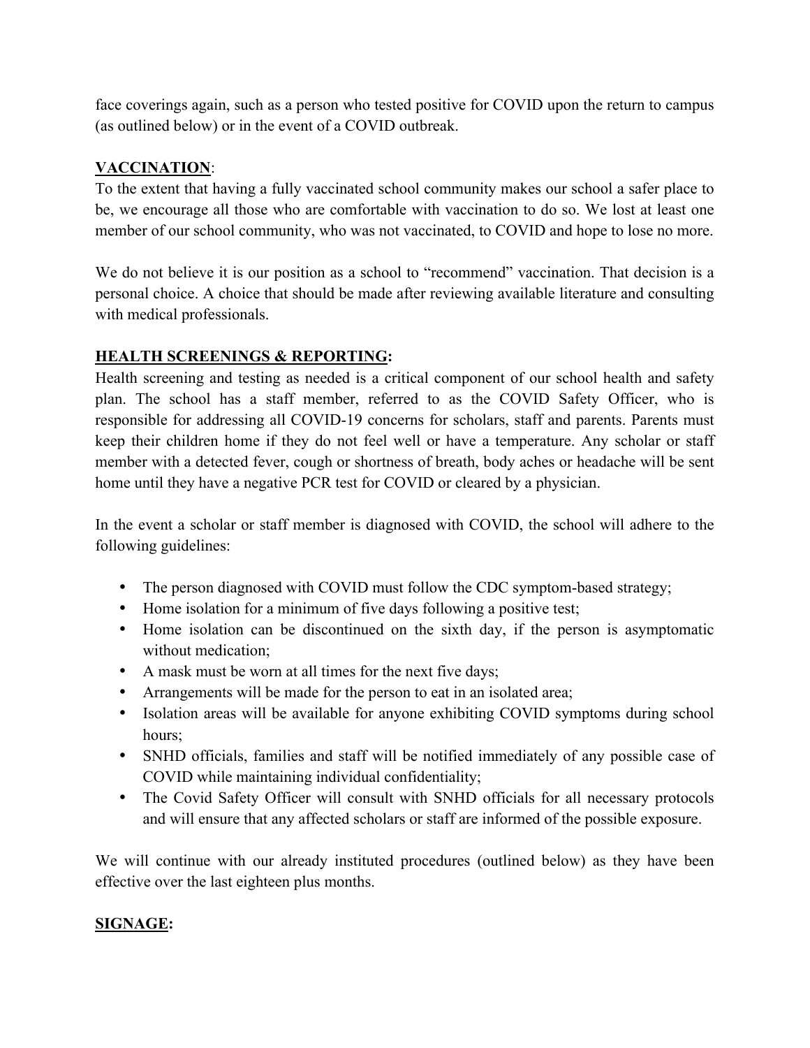face coverings again, such as a person who tested positive for COVID upon the return to campus (as outlined below) or in the event of a COVID outbreak.

**VACCINATION**:
To the extent that having a fully vaccinated school community makes our school a safer place to be, we encourage all those who are comfortable with vaccination to do so. We lost at least one member of our school community, who was not vaccinated, to COVID and hope to lose no more.

We do not believe it is our position as a school to "recommend" vaccination. That decision is a personal choice. A choice that should be made after reviewing available literature and consulting with medical professionals.

**HEALTH SCREENINGS & REPORTING:**
Health screening and testing as needed is a critical component of our school health and safety plan. The school has a staff member, referred to as the COVID Safety Officer, who is responsible for addressing all COVID-19 concerns for scholars, staff and parents. Parents must keep their children home if they do not feel well or have a temperature. Any scholar or staff member with a detected fever, cough or shortness of breath, body aches or headache will be sent home until they have a negative PCR test for COVID or cleared by a physician.

In the event a scholar or staff member is diagnosed with COVID, the school will adhere to the following guidelines:

- The person diagnosed with COVID must follow the CDC symptom-based strategy;
- Home isolation for a minimum of five days following a positive test;
- Home isolation can be discontinued on the sixth day, if the person is asymptomatic without medication;
- A mask must be worn at all times for the next five days;
- Arrangements will be made for the person to eat in an isolated area;
- Isolation areas will be available for anyone exhibiting COVID symptoms during school hours;
- SNHD officials, families and staff will be notified immediately of any possible case of COVID while maintaining individual confidentiality;
- The Covid Safety Officer will consult with SNHD officials for all necessary protocols and will ensure that any affected scholars or staff are informed of the possible exposure.

We will continue with our already instituted procedures (outlined below) as they have been effective over the last eighteen plus months.

**SIGNAGE:**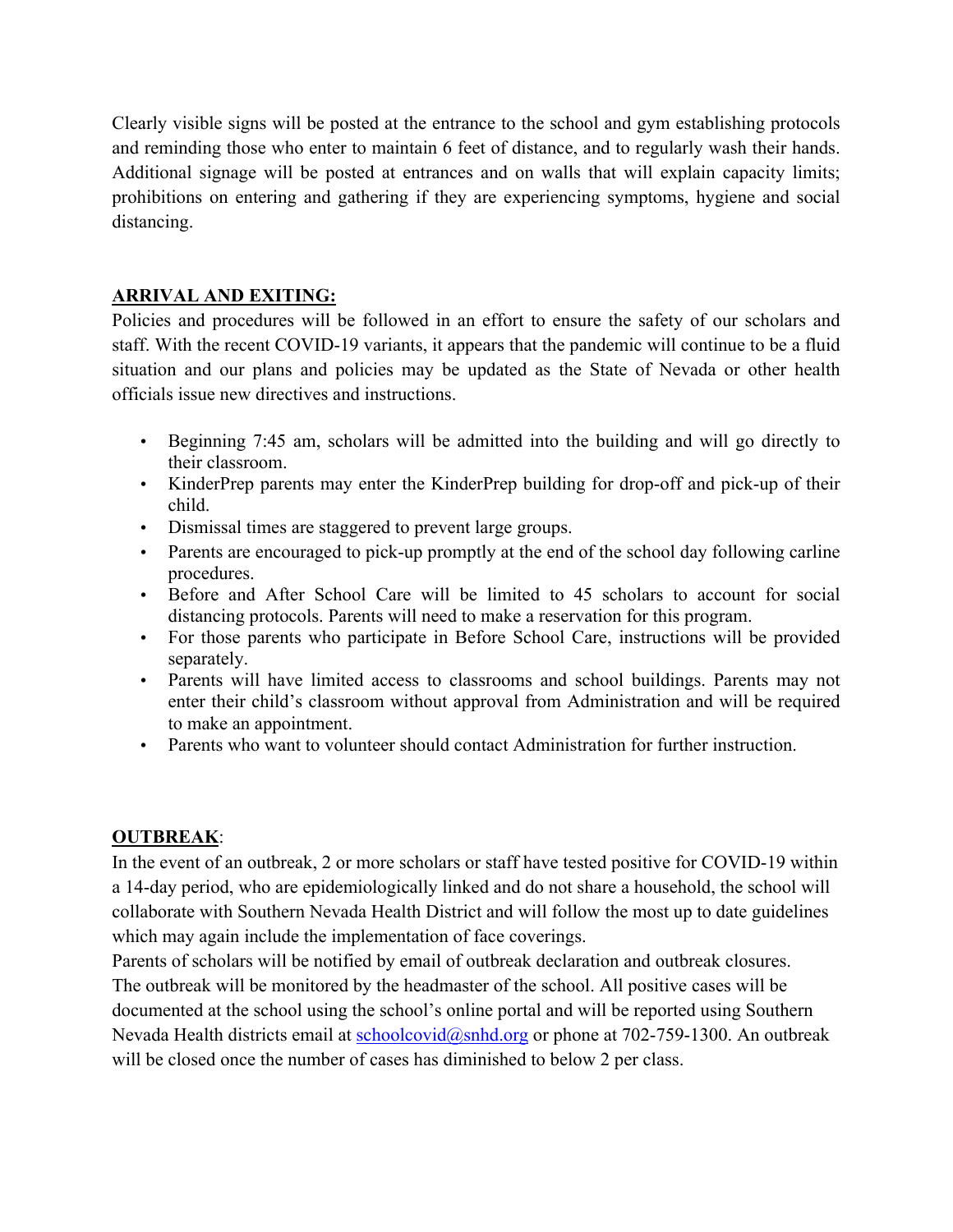Clearly visible signs will be posted at the entrance to the school and gym establishing protocols and reminding those who enter to maintain 6 feet of distance, and to regularly wash their hands. Additional signage will be posted at entrances and on walls that will explain capacity limits; prohibitions on entering and gathering if they are experiencing symptoms, hygiene and social distancing.

## ARRIVAL AND EXITING:

Policies and procedures will be followed in an effort to ensure the safety of our scholars and staff. With the recent COVID-19 variants, it appears that the pandemic will continue to be a fluid situation and our plans and policies may be updated as the State of Nevada or other health officials issue new directives and instructions.

- Beginning 7:45 am, scholars will be admitted into the building and will go directly to their classroom.
- KinderPrep parents may enter the KinderPrep building for drop-off and pick-up of their child.
- Dismissal times are staggered to prevent large groups.
- Parents are encouraged to pick-up promptly at the end of the school day following carline procedures.
- Before and After School Care will be limited to 45 scholars to account for social distancing protocols. Parents will need to make a reservation for this program.
- For those parents who participate in Before School Care, instructions will be provided separately.
- Parents will have limited access to classrooms and school buildings. Parents may not enter their child's classroom without approval from Administration and will be required to make an appointment.
- Parents who want to volunteer should contact Administration for further instruction.

## OUTBREAK:

In the event of an outbreak, 2 or more scholars or staff have tested positive for COVID-19 within a 14-day period, who are epidemiologically linked and do not share a household, the school will collaborate with Southern Nevada Health District and will follow the most up to date guidelines which may again include the implementation of face coverings.

Parents of scholars will be notified by email of outbreak declaration and outbreak closures. The outbreak will be monitored by the headmaster of the school. All positive cases will be documented at the school using the school's online portal and will be reported using Southern Nevada Health districts email at schoolcovid@snhd.org or phone at 702-759-1300. An outbreak will be closed once the number of cases has diminished to below 2 per class.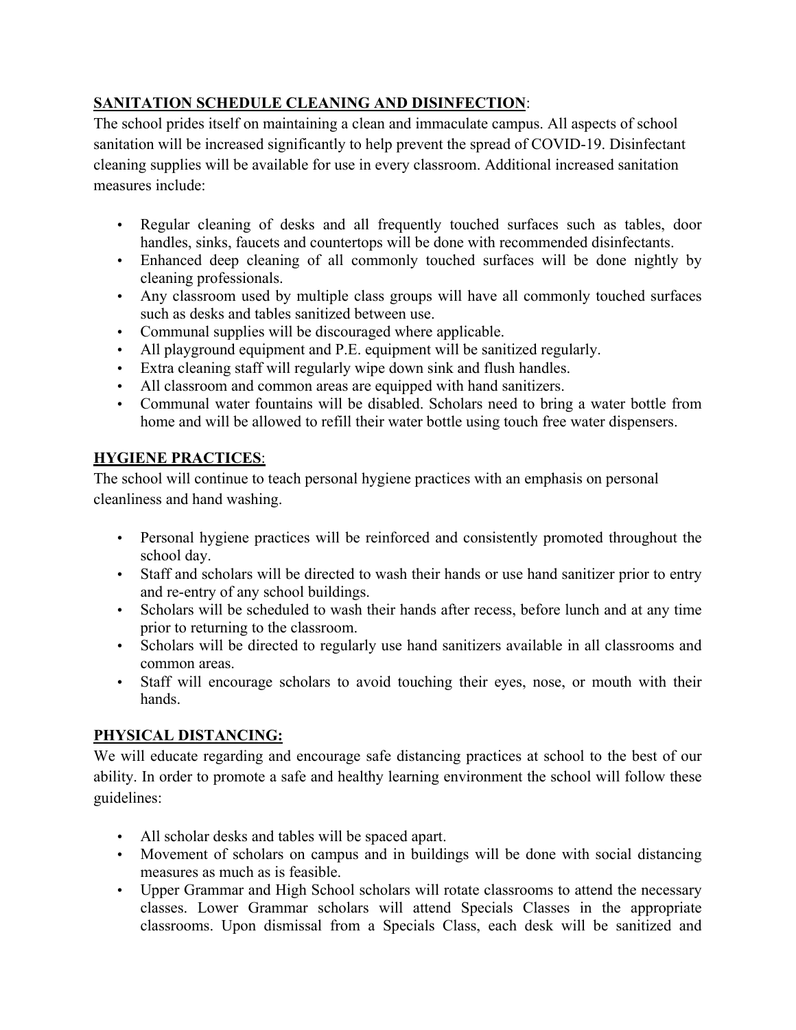## **SANITATION SCHEDULE CLEANING AND DISINFECTION**:

The school prides itself on maintaining a clean and immaculate campus. All aspects of school sanitation will be increased significantly to help prevent the spread of COVID-19. Disinfectant cleaning supplies will be available for use in every classroom. Additional increased sanitation measures include:

- Regular cleaning of desks and all frequently touched surfaces such as tables, door handles, sinks, faucets and countertops will be done with recommended disinfectants.
- Enhanced deep cleaning of all commonly touched surfaces will be done nightly by cleaning professionals.
- Any classroom used by multiple class groups will have all commonly touched surfaces such as desks and tables sanitized between use.
- Communal supplies will be discouraged where applicable.
- All playground equipment and P.E. equipment will be sanitized regularly.
- Extra cleaning staff will regularly wipe down sink and flush handles.
- All classroom and common areas are equipped with hand sanitizers.
- Communal water fountains will be disabled. Scholars need to bring a water bottle from home and will be allowed to refill their water bottle using touch free water dispensers.

## **HYGIENE PRACTICES**:

The school will continue to teach personal hygiene practices with an emphasis on personal cleanliness and hand washing.

- Personal hygiene practices will be reinforced and consistently promoted throughout the school day.
- Staff and scholars will be directed to wash their hands or use hand sanitizer prior to entry and re-entry of any school buildings.
- Scholars will be scheduled to wash their hands after recess, before lunch and at any time prior to returning to the classroom.
- Scholars will be directed to regularly use hand sanitizers available in all classrooms and common areas.
- Staff will encourage scholars to avoid touching their eyes, nose, or mouth with their hands.

## **PHYSICAL DISTANCING:**

We will educate regarding and encourage safe distancing practices at school to the best of our ability. In order to promote a safe and healthy learning environment the school will follow these guidelines:

- All scholar desks and tables will be spaced apart.
- Movement of scholars on campus and in buildings will be done with social distancing measures as much as is feasible.
- Upper Grammar and High School scholars will rotate classrooms to attend the necessary classes. Lower Grammar scholars will attend Specials Classes in the appropriate classrooms. Upon dismissal from a Specials Class, each desk will be sanitized and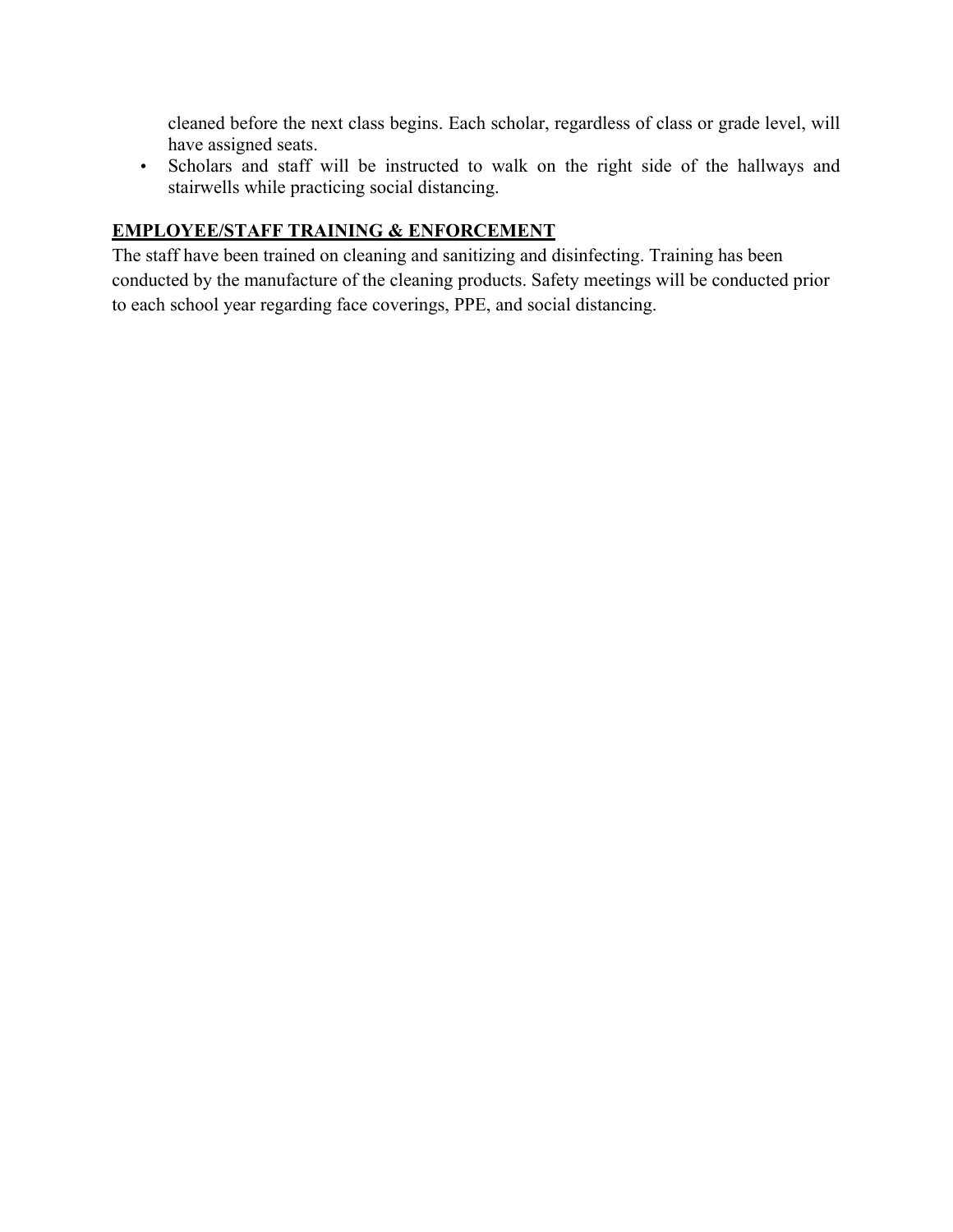cleaned before the next class begins. Each scholar, regardless of class or grade level, will have assigned seats.

- Scholars and staff will be instructed to walk on the right side of the hallways and stairwells while practicing social distancing.

## EMPLOYEE/STAFF TRAINING & ENFORCEMENT

The staff have been trained on cleaning and sanitizing and disinfecting. Training has been conducted by the manufacture of the cleaning products. Safety meetings will be conducted prior to each school year regarding face coverings, PPE, and social distancing.